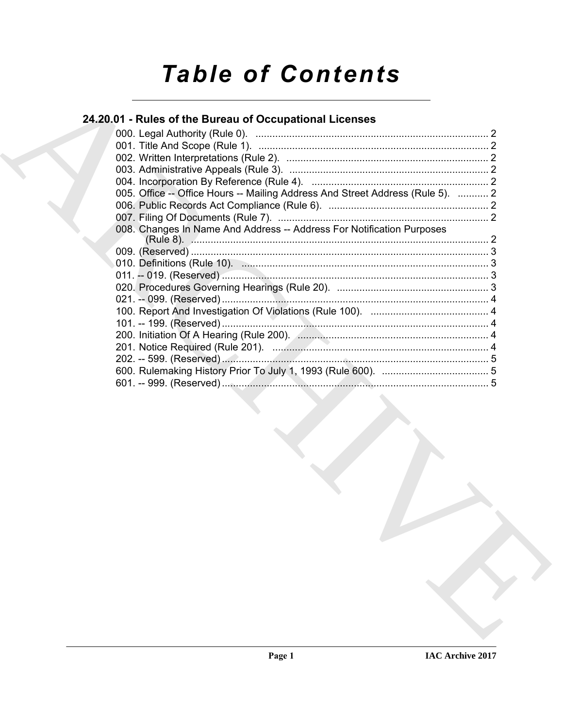# Table of Contents

## 24.20.01 - Rules of the Bureau of Occupational Licenses

000. Legal Authority (Rule 0). ..................................................................................... 2
001. Title And Scope (Rule 1). ..................................................................................... 2
002. Written Interpretations (Rule 2). ......................................................................... 2
003. Administrative Appeals (Rule 3). ........................................................................ 2
004. Incorporation By Reference (Rule 4). ................................................................. 2
005. Office -- Office Hours -- Mailing Address And Street Address (Rule 5). ........... 2
006. Public Records Act Compliance (Rule 6). .......................................................... 2
007. Filing Of Documents (Rule 7). ............................................................................ 2
008. Changes In Name And Address -- Address For Notification Purposes (Rule 8). ........................................................................................................... 2
009. (Reserved) ........................................................................................................... 3
010. Definitions (Rule 10). .......................................................................................... 3
011. -- 019. (Reserved) ................................................................................................ 3
020. Procedures Governing Hearings (Rule 20). ....................................................... 3
021. -- 099. (Reserved) ................................................................................................ 4
100. Report And Investigation Of Violations (Rule 100). .......................................... 4
101. -- 199. (Reserved) ................................................................................................ 4
200. Initiation Of A Hearing (Rule 200). ..................................................................... 4
201. Notice Required (Rule 201). ............................................................................... 4
202. -- 599. (Reserved) ................................................................................................ 5
600. Rulemaking History Prior To July 1, 1993 (Rule 600). ...................................... 5
601. -- 999. (Reserved) ................................................................................................ 5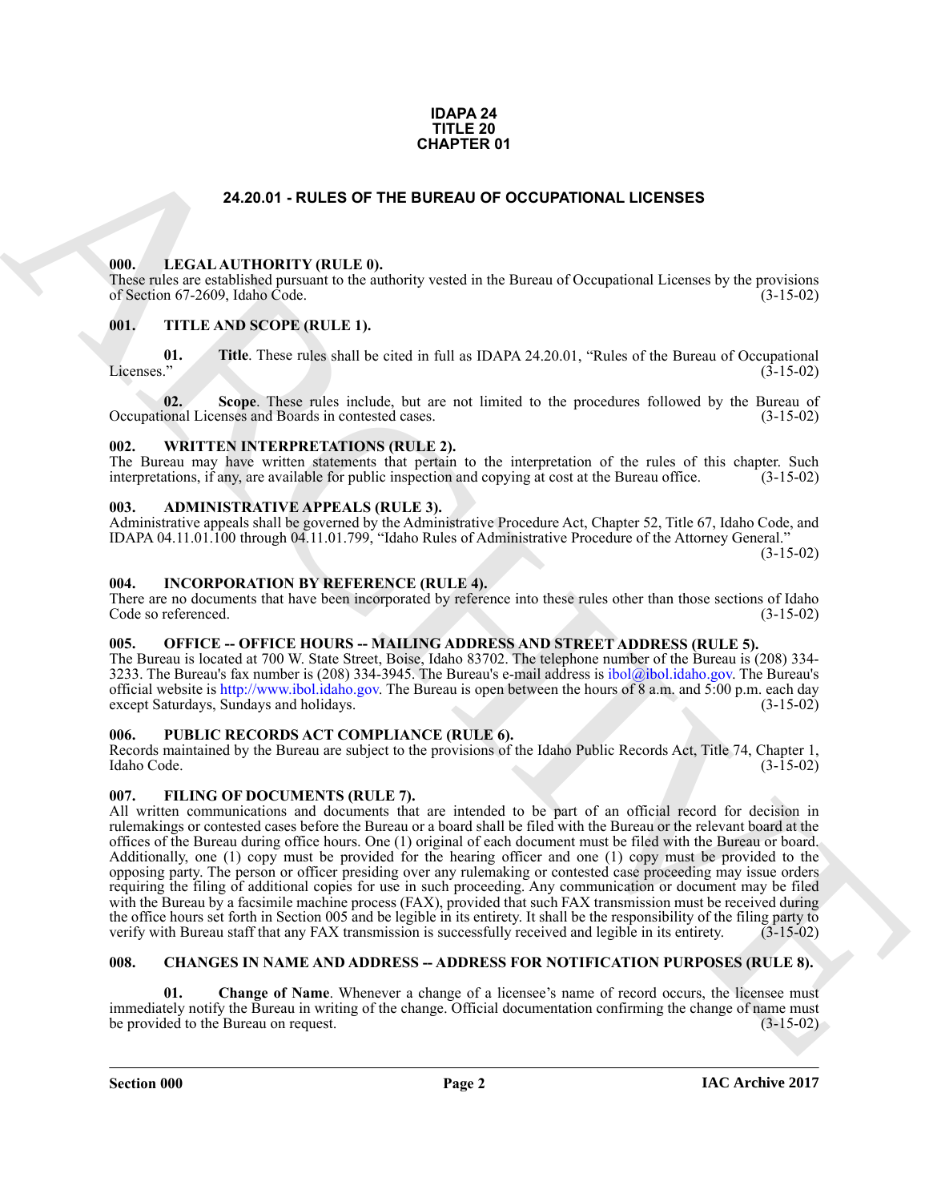**IDAPA 24
TITLE 20
CHAPTER 01**

## 24.20.01 - RULES OF THE BUREAU OF OCCUPATIONAL LICENSES

### 000. LEGAL AUTHORITY (RULE 0).

These rules are established pursuant to the authority vested in the Bureau of Occupational Licenses by the provisions of Section 67-2609, Idaho Code. (3-15-02)

### 001. TITLE AND SCOPE (RULE 1).

**01. Title**. These rules shall be cited in full as IDAPA 24.20.01, "Rules of the Bureau of Occupational Licenses." (3-15-02)

**02. Scope**. These rules include, but are not limited to the procedures followed by the Bureau of Occupational Licenses and Boards in contested cases. (3-15-02)

### 002. WRITTEN INTERPRETATIONS (RULE 2).

The Bureau may have written statements that pertain to the interpretation of the rules of this chapter. Such interpretations, if any, are available for public inspection and copying at cost at the Bureau office. (3-15-02)

### 003. ADMINISTRATIVE APPEALS (RULE 3).

Administrative appeals shall be governed by the Administrative Procedure Act, Chapter 52, Title 67, Idaho Code, and IDAPA 04.11.01.100 through 04.11.01.799, "Idaho Rules of Administrative Procedure of the Attorney General." (3-15-02)

### 004. INCORPORATION BY REFERENCE (RULE 4).

There are no documents that have been incorporated by reference into these rules other than those sections of Idaho Code so referenced. (3-15-02)

### 005. OFFICE -- OFFICE HOURS -- MAILING ADDRESS AND STREET ADDRESS (RULE 5).

The Bureau is located at 700 W. State Street, Boise, Idaho 83702. The telephone number of the Bureau is (208) 334-3233. The Bureau's fax number is (208) 334-3945. The Bureau's e-mail address is ibol@ibol.idaho.gov. The Bureau's official website is http://www.ibol.idaho.gov. The Bureau is open between the hours of 8 a.m. and 5:00 p.m. each day except Saturdays, Sundays and holidays. (3-15-02)

### 006. PUBLIC RECORDS ACT COMPLIANCE (RULE 6).

Records maintained by the Bureau are subject to the provisions of the Idaho Public Records Act, Title 74, Chapter 1, Idaho Code. (3-15-02)

### 007. FILING OF DOCUMENTS (RULE 7).

All written communications and documents that are intended to be part of an official record for decision in rulemakings or contested cases before the Bureau or a board shall be filed with the Bureau or the relevant board at the offices of the Bureau during office hours. One (1) original of each document must be filed with the Bureau or board. Additionally, one (1) copy must be provided for the hearing officer and one (1) copy must be provided to the opposing party. The person or officer presiding over any rulemaking or contested case proceeding may issue orders requiring the filing of additional copies for use in such proceeding. Any communication or document may be filed with the Bureau by a facsimile machine process (FAX), provided that such FAX transmission must be received during the office hours set forth in Section 005 and be legible in its entirety. It shall be the responsibility of the filing party to verify with Bureau staff that any FAX transmission is successfully received and legible in its entirety. (3-15-02)

### 008. CHANGES IN NAME AND ADDRESS -- ADDRESS FOR NOTIFICATION PURPOSES (RULE 8).

**01. Change of Name**. Whenever a change of a licensee's name of record occurs, the licensee must immediately notify the Bureau in writing of the change. Official documentation confirming the change of name must be provided to the Bureau on request. (3-15-02)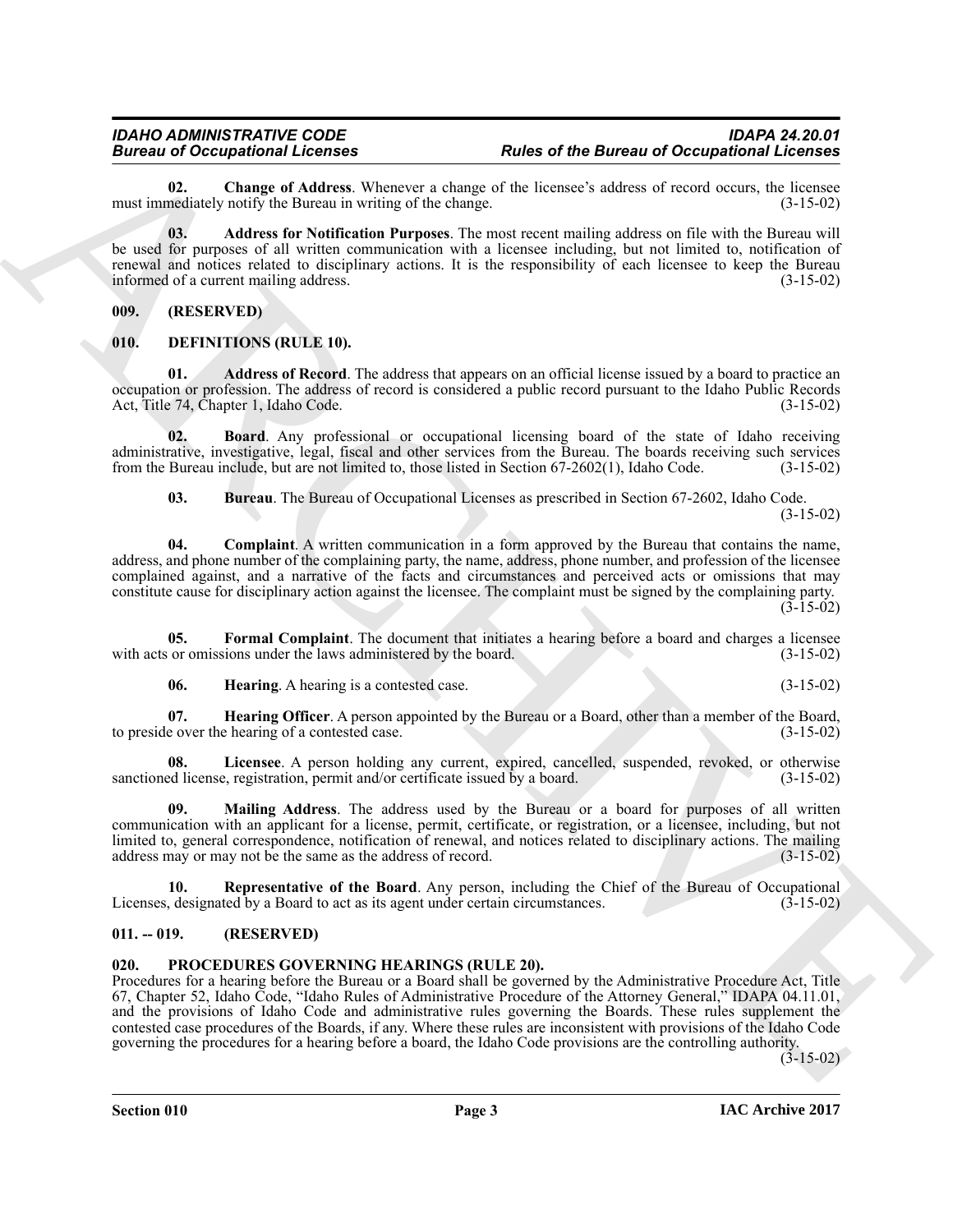**02. Change of Address**. Whenever a change of the licensee's address of record occurs, the licensee must immediately notify the Bureau in writing of the change. (3-15-02)

**03. Address for Notification Purposes**. The most recent mailing address on file with the Bureau will be used for purposes of all written communication with a licensee including, but not limited to, notification of renewal and notices related to disciplinary actions. It is the responsibility of each licensee to keep the Bureau informed of a current mailing address. (3-15-02)

## 009. (RESERVED)

## 010. DEFINITIONS (RULE 10).

**01. Address of Record**. The address that appears on an official license issued by a board to practice an occupation or profession. The address of record is considered a public record pursuant to the Idaho Public Records Act, Title 74, Chapter 1, Idaho Code. (3-15-02)

**02. Board**. Any professional or occupational licensing board of the state of Idaho receiving administrative, investigative, legal, fiscal and other services from the Bureau. The boards receiving such services from the Bureau include, but are not limited to, those listed in Section 67-2602(1), Idaho Code. (3-15-02)

**03. Bureau**. The Bureau of Occupational Licenses as prescribed in Section 67-2602, Idaho Code. (3-15-02)

**04. Complaint**. A written communication in a form approved by the Bureau that contains the name, address, and phone number of the complaining party, the name, address, phone number, and profession of the licensee complained against, and a narrative of the facts and circumstances and perceived acts or omissions that may constitute cause for disciplinary action against the licensee. The complaint must be signed by the complaining party. (3-15-02)

**05. Formal Complaint**. The document that initiates a hearing before a board and charges a licensee with acts or omissions under the laws administered by the board. (3-15-02)

**06. Hearing**. A hearing is a contested case. (3-15-02)

**07. Hearing Officer**. A person appointed by the Bureau or a Board, other than a member of the Board, to preside over the hearing of a contested case. (3-15-02)

**08. Licensee**. A person holding any current, expired, cancelled, suspended, revoked, or otherwise sanctioned license, registration, permit and/or certificate issued by a board. (3-15-02)

**09. Mailing Address**. The address used by the Bureau or a board for purposes of all written communication with an applicant for a license, permit, certificate, or registration, or a licensee, including, but not limited to, general correspondence, notification of renewal, and notices related to disciplinary actions. The mailing address may or may not be the same as the address of record. (3-15-02)

**10. Representative of the Board**. Any person, including the Chief of the Bureau of Occupational Licenses, designated by a Board to act as its agent under certain circumstances. (3-15-02)

## 011. -- 019. (RESERVED)

## 020. PROCEDURES GOVERNING HEARINGS (RULE 20).

Procedures for a hearing before the Bureau or a Board shall be governed by the Administrative Procedure Act, Title 67, Chapter 52, Idaho Code, "Idaho Rules of Administrative Procedure of the Attorney General," IDAPA 04.11.01, and the provisions of Idaho Code and administrative rules governing the Boards. These rules supplement the contested case procedures of the Boards, if any. Where these rules are inconsistent with provisions of the Idaho Code governing the procedures for a hearing before a board, the Idaho Code provisions are the controlling authority. (3-15-02)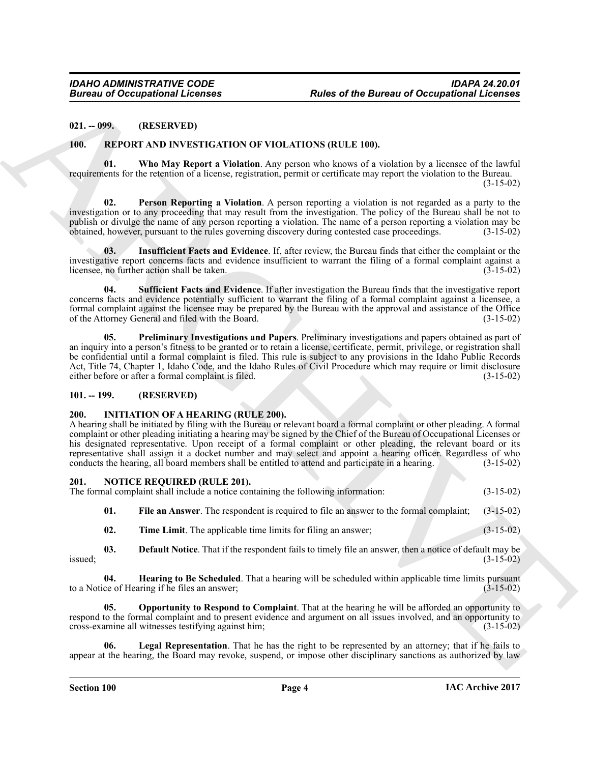**021. -- 099. (RESERVED)**

**100. REPORT AND INVESTIGATION OF VIOLATIONS (RULE 100).**

**01. Who May Report a Violation**. Any person who knows of a violation by a licensee of the lawful requirements for the retention of a license, registration, permit or certificate may report the violation to the Bureau. (3-15-02)

**02. Person Reporting a Violation**. A person reporting a violation is not regarded as a party to the investigation or to any proceeding that may result from the investigation. The policy of the Bureau shall be not to publish or divulge the name of any person reporting a violation. The name of a person reporting a violation may be obtained, however, pursuant to the rules governing discovery during contested case proceedings. (3-15-02)

**03. Insufficient Facts and Evidence**. If, after review, the Bureau finds that either the complaint or the investigative report concerns facts and evidence insufficient to warrant the filing of a formal complaint against a licensee, no further action shall be taken. (3-15-02)

**04. Sufficient Facts and Evidence**. If after investigation the Bureau finds that the investigative report concerns facts and evidence potentially sufficient to warrant the filing of a formal complaint against a licensee, a formal complaint against the licensee may be prepared by the Bureau with the approval and assistance of the Office of the Attorney General and filed with the Board. (3-15-02)

**05. Preliminary Investigations and Papers**. Preliminary investigations and papers obtained as part of an inquiry into a person's fitness to be granted or to retain a license, certificate, permit, privilege, or registration shall be confidential until a formal complaint is filed. This rule is subject to any provisions in the Idaho Public Records Act, Title 74, Chapter 1, Idaho Code, and the Idaho Rules of Civil Procedure which may require or limit disclosure either before or after a formal complaint is filed. (3-15-02)

**101. -- 199. (RESERVED)**

**200. INITIATION OF A HEARING (RULE 200).**

A hearing shall be initiated by filing with the Bureau or relevant board a formal complaint or other pleading. A formal complaint or other pleading initiating a hearing may be signed by the Chief of the Bureau of Occupational Licenses or his designated representative. Upon receipt of a formal complaint or other pleading, the relevant board or its representative shall assign it a docket number and may select and appoint a hearing officer. Regardless of who conducts the hearing, all board members shall be entitled to attend and participate in a hearing. (3-15-02)

**201. NOTICE REQUIRED (RULE 201).**

The formal complaint shall include a notice containing the following information: (3-15-02)

**01. File an Answer**. The respondent is required to file an answer to the formal complaint; (3-15-02)

**02. Time Limit**. The applicable time limits for filing an answer; (3-15-02)

**03. Default Notice**. That if the respondent fails to timely file an answer, then a notice of default may be issued; (3-15-02)

**04. Hearing to Be Scheduled**. That a hearing will be scheduled within applicable time limits pursuant to a Notice of Hearing if he files an answer; (3-15-02)

**05. Opportunity to Respond to Complaint**. That at the hearing he will be afforded an opportunity to respond to the formal complaint and to present evidence and argument on all issues involved, and an opportunity to cross-examine all witnesses testifying against him; (3-15-02)

**06. Legal Representation**. That he has the right to be represented by an attorney; that if he fails to appear at the hearing, the Board may revoke, suspend, or impose other disciplinary sanctions as authorized by law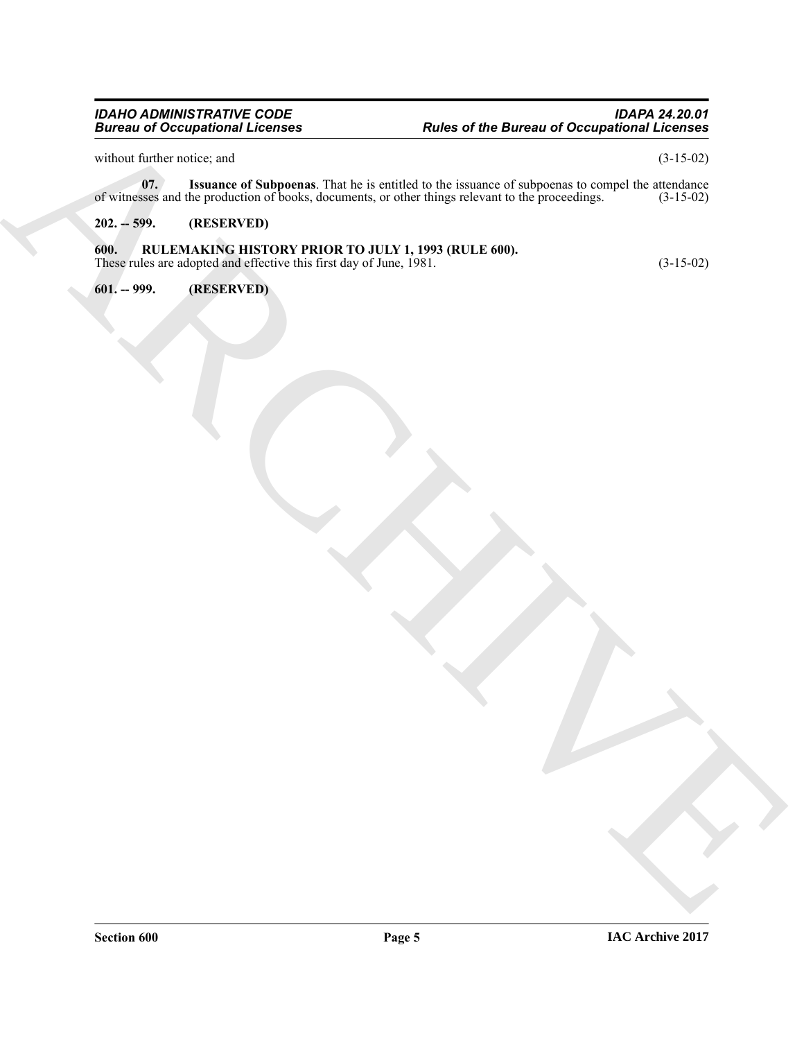without further notice; and (3-15-02)

**07. Issuance of Subpoenas**. That he is entitled to the issuance of subpoenas to compel the attendance of witnesses and the production of books, documents, or other things relevant to the proceedings. (3-15-02)

**202. -- 599. (RESERVED)**

**600. RULEMAKING HISTORY PRIOR TO JULY 1, 1993 (RULE 600).**

These rules are adopted and effective this first day of June, 1981. (3-15-02)

**601. -- 999. (RESERVED)**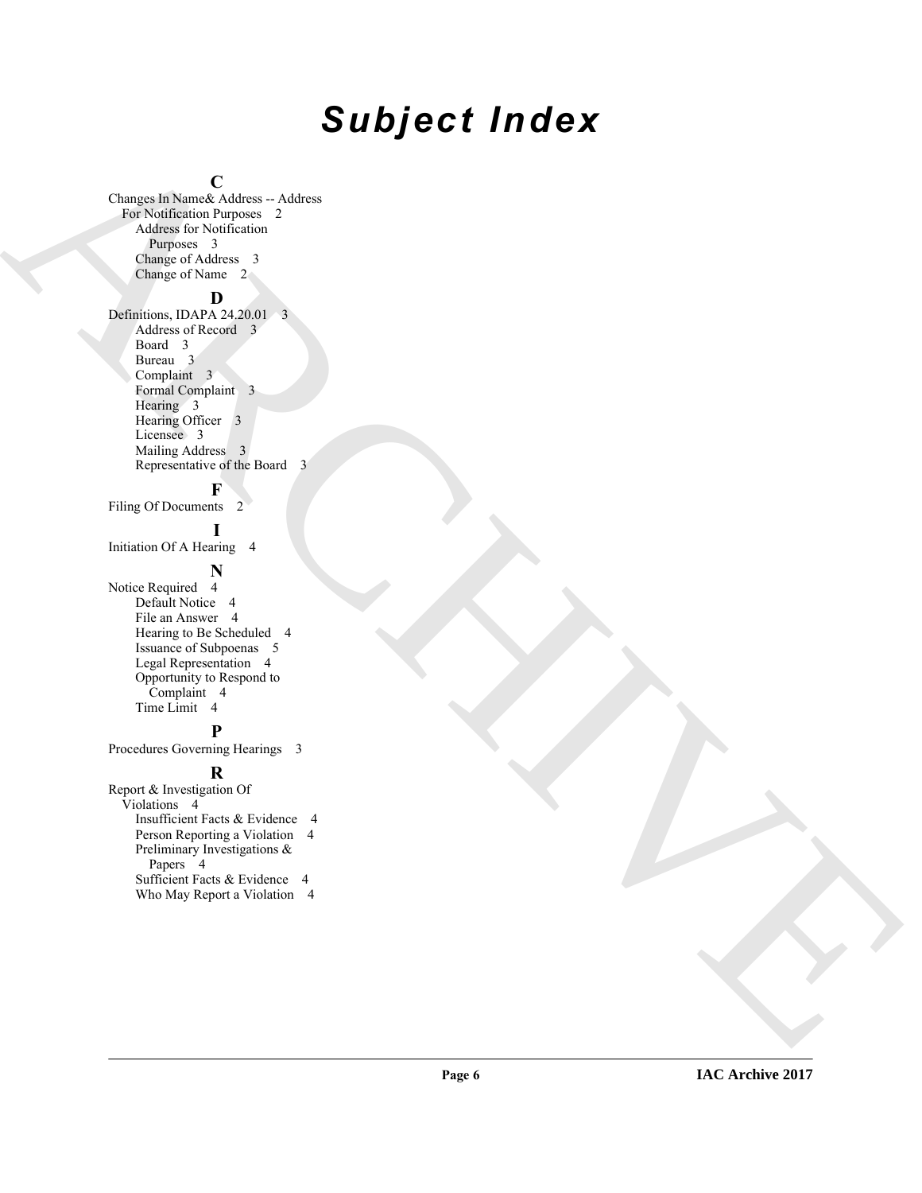# Subject Index

**C**

Changes In Name& Address -- Address For Notification Purposes 2
- Address for Notification Purposes 3
- Change of Address 3
- Change of Name 2

**D**

Definitions, IDAPA 24.20.01 3
- Address of Record 3
- Board 3
- Bureau 3
- Complaint 3
- Formal Complaint 3
- Hearing 3
- Hearing Officer 3
- Licensee 3
- Mailing Address 3
- Representative of the Board 3

**F**

Filing Of Documents 2

**I**

Initiation Of A Hearing 4

**N**

Notice Required 4
- Default Notice 4
- File an Answer 4
- Hearing to Be Scheduled 4
- Issuance of Subpoenas 5
- Legal Representation 4
- Opportunity to Respond to Complaint 4
- Time Limit 4

**P**

Procedures Governing Hearings 3

**R**

Report & Investigation Of Violations 4
- Insufficient Facts & Evidence 4
- Person Reporting a Violation 4
- Preliminary Investigations & Papers 4
- Sufficient Facts & Evidence 4
- Who May Report a Violation 4